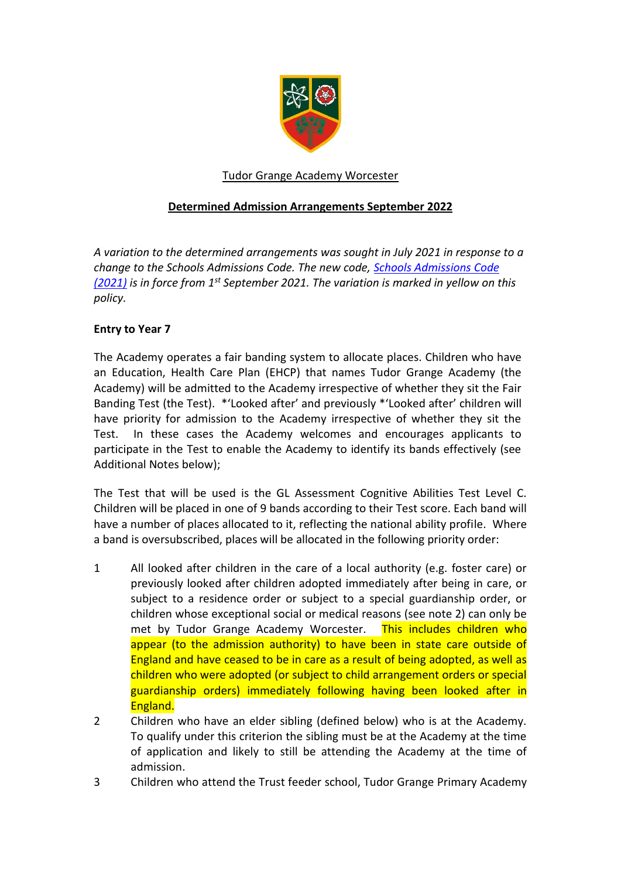Tudor Grange Academy Worcester

**Determined Admission Arrangements September 2022**

*A variation to the determined arrangements was sought in July 2021 in response to a change to the Schools Admissions Code. The new code, [Schools Admissions Code (2021)] is in force from 1st September 2021. The variation is marked in yellow on this policy.*

**Entry to Year 7**

The Academy operates a fair banding system to allocate places. Children who have an Education, Health Care Plan (EHCP) that names Tudor Grange Academy (the Academy) will be admitted to the Academy irrespective of whether they sit the Fair Banding Test (the Test). *'Looked after' and previously *'Looked after' children will have priority for admission to the Academy irrespective of whether they sit the Test. In these cases the Academy welcomes and encourages applicants to participate in the Test to enable the Academy to identify its bands effectively (see Additional Notes below);

The Test that will be used is the GL Assessment Cognitive Abilities Test Level C. Children will be placed in one of 9 bands according to their Test score. Each band will have a number of places allocated to it, reflecting the national ability profile. Where a band is oversubscribed, places will be allocated in the following priority order:

1. All looked after children in the care of a local authority (e.g. foster care) or previously looked after children adopted immediately after being in care, or subject to a residence order or subject to a special guardianship order, or children whose exceptional social or medical reasons (see note 2) can only be met by Tudor Grange Academy Worcester. This includes children who appear (to the admission authority) to have been in state care outside of England and have ceased to be in care as a result of being adopted, as well as children who were adopted (or subject to child arrangement orders or special guardianship orders) immediately following having been looked after in England.
2. Children who have an elder sibling (defined below) who is at the Academy. To qualify under this criterion the sibling must be at the Academy at the time of application and likely to still be attending the Academy at the time of admission.
3. Children who attend the Trust feeder school, Tudor Grange Primary Academy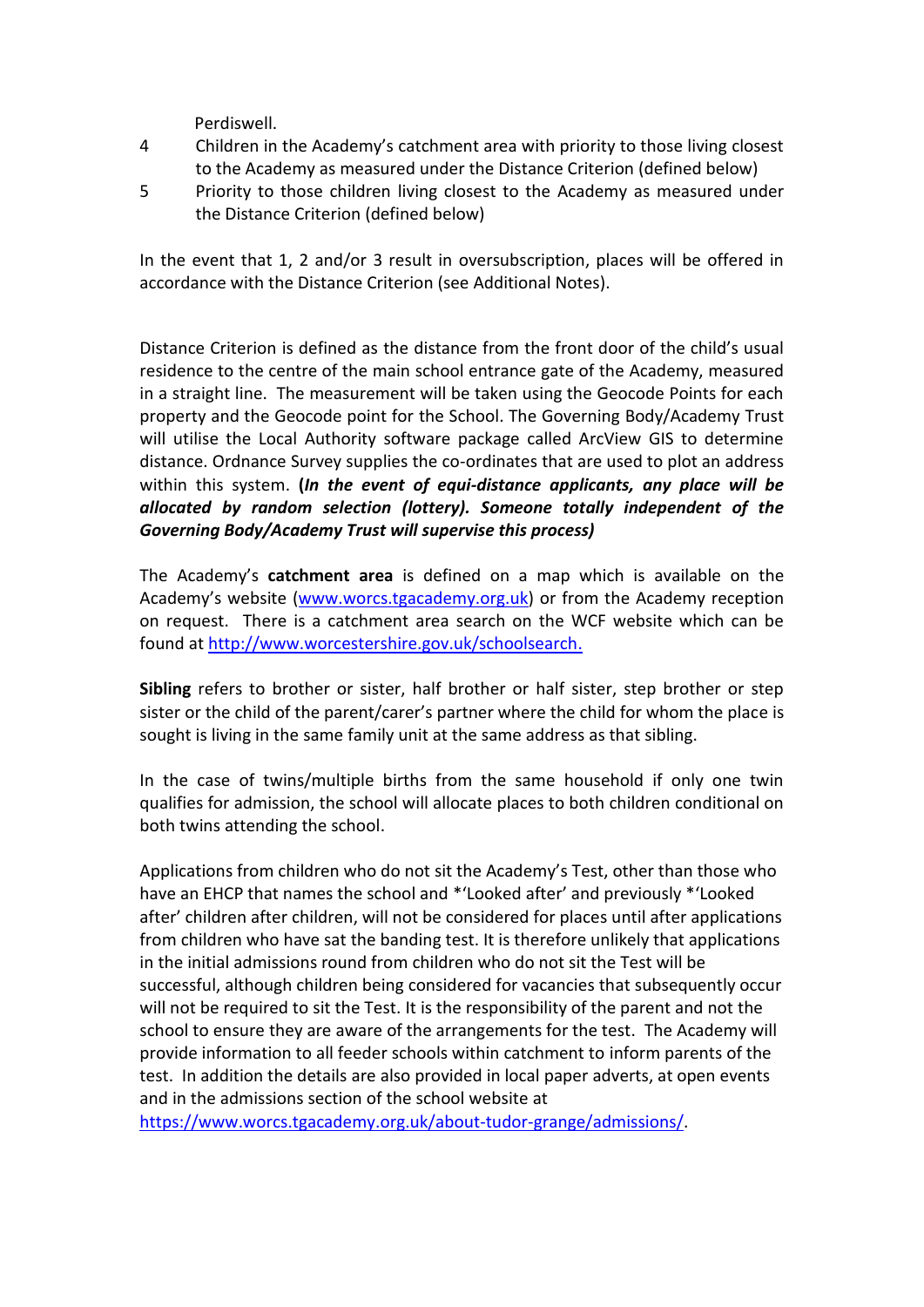Perdiswell.

4 Children in the Academy's catchment area with priority to those living closest to the Academy as measured under the Distance Criterion (defined below)

5 Priority to those children living closest to the Academy as measured under the Distance Criterion (defined below)

In the event that 1, 2 and/or 3 result in oversubscription, places will be offered in accordance with the Distance Criterion (see Additional Notes).

Distance Criterion is defined as the distance from the front door of the child's usual residence to the centre of the main school entrance gate of the Academy, measured in a straight line. The measurement will be taken using the Geocode Points for each property and the Geocode point for the School. The Governing Body/Academy Trust will utilise the Local Authority software package called ArcView GIS to determine distance. Ordnance Survey supplies the co-ordinates that are used to plot an address within this system. **(*In the event of equi-distance applicants, any place will be allocated by random selection (lottery). Someone totally independent of the Governing Body/Academy Trust will supervise this process*)**

The Academy's **catchment area** is defined on a map which is available on the Academy's website ([www.worcs.tgacademy.org.uk](www.worcs.tgacademy.org.uk)) or from the Academy reception on request. There is a catchment area search on the WCF website which can be found at [http://www.worcestershire.gov.uk/schoolsearch.](http://www.worcestershire.gov.uk/schoolsearch)

**Sibling** refers to brother or sister, half brother or half sister, step brother or step sister or the child of the parent/carer's partner where the child for whom the place is sought is living in the same family unit at the same address as that sibling.

In the case of twins/multiple births from the same household if only one twin qualifies for admission, the school will allocate places to both children conditional on both twins attending the school.

Applications from children who do not sit the Academy's Test, other than those who have an EHCP that names the school and *'Looked after' and previously *'Looked after' children after children, will not be considered for places until after applications from children who have sat the banding test. It is therefore unlikely that applications in the initial admissions round from children who do not sit the Test will be successful, although children being considered for vacancies that subsequently occur will not be required to sit the Test. It is the responsibility of the parent and not the school to ensure they are aware of the arrangements for the test. The Academy will provide information to all feeder schools within catchment to inform parents of the test. In addition the details are also provided in local paper adverts, at open events and in the admissions section of the school website at [https://www.worcs.tgacademy.org.uk/about-tudor-grange/admissions/](https://www.worcs.tgacademy.org.uk/about-tudor-grange/admissions/).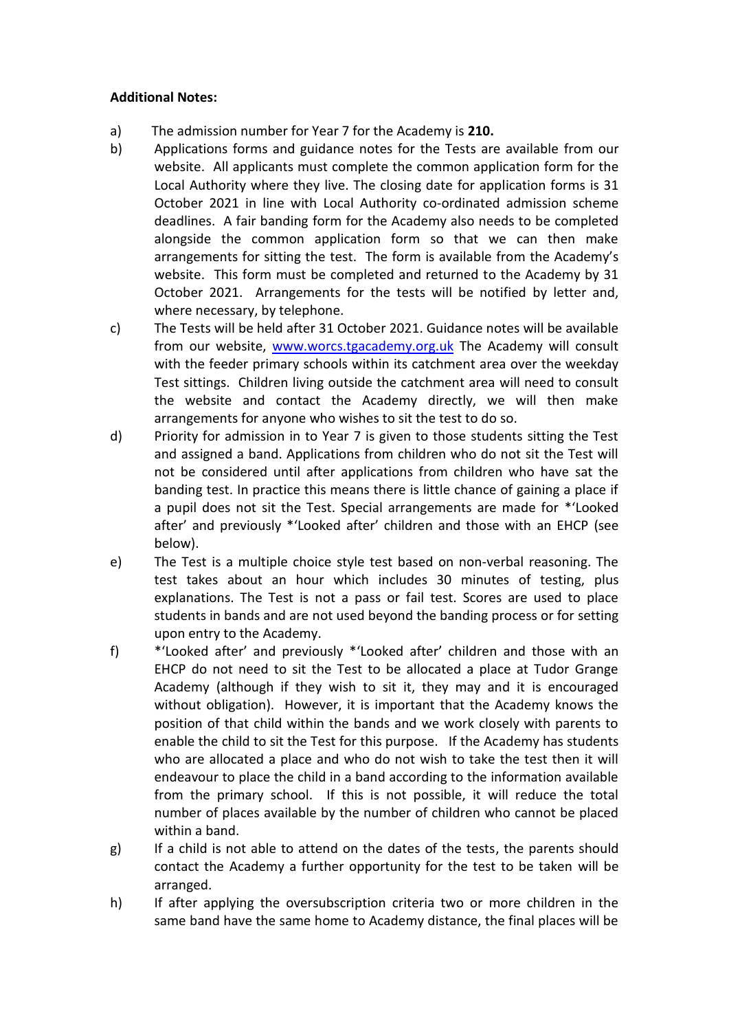**Additional Notes:**

a) The admission number for Year 7 for the Academy is **210.**

b) Applications forms and guidance notes for the Tests are available from our website. All applicants must complete the common application form for the Local Authority where they live. The closing date for application forms is 31 October 2021 in line with Local Authority co-ordinated admission scheme deadlines. A fair banding form for the Academy also needs to be completed alongside the common application form so that we can then make arrangements for sitting the test. The form is available from the Academy's website. This form must be completed and returned to the Academy by 31 October 2021. Arrangements for the tests will be notified by letter and, where necessary, by telephone.

c) The Tests will be held after 31 October 2021. Guidance notes will be available from our website, [www.worcs.tgacademy.org.uk](http://www.worcs.tgacademy.org.uk) The Academy will consult with the feeder primary schools within its catchment area over the weekday Test sittings. Children living outside the catchment area will need to consult the website and contact the Academy directly, we will then make arrangements for anyone who wishes to sit the test to do so.

d) Priority for admission in to Year 7 is given to those students sitting the Test and assigned a band. Applications from children who do not sit the Test will not be considered until after applications from children who have sat the banding test. In practice this means there is little chance of gaining a place if a pupil does not sit the Test. Special arrangements are made for *'Looked after' and previously *'Looked after' children and those with an EHCP (see below).

e) The Test is a multiple choice style test based on non-verbal reasoning. The test takes about an hour which includes 30 minutes of testing, plus explanations. The Test is not a pass or fail test. Scores are used to place students in bands and are not used beyond the banding process or for setting upon entry to the Academy.

f) *'Looked after' and previously *'Looked after' children and those with an EHCP do not need to sit the Test to be allocated a place at Tudor Grange Academy (although if they wish to sit it, they may and it is encouraged without obligation). However, it is important that the Academy knows the position of that child within the bands and we work closely with parents to enable the child to sit the Test for this purpose. If the Academy has students who are allocated a place and who do not wish to take the test then it will endeavour to place the child in a band according to the information available from the primary school. If this is not possible, it will reduce the total number of places available by the number of children who cannot be placed within a band.

g) If a child is not able to attend on the dates of the tests, the parents should contact the Academy a further opportunity for the test to be taken will be arranged.

h) If after applying the oversubscription criteria two or more children in the same band have the same home to Academy distance, the final places will be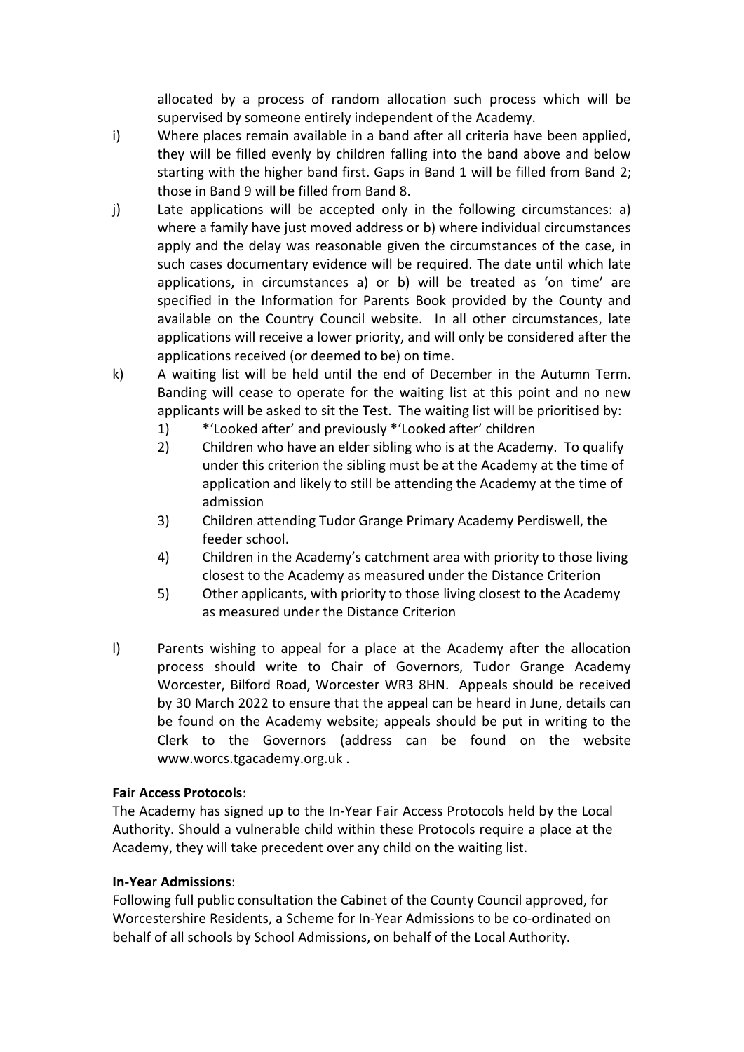allocated by a process of random allocation such process which will be supervised by someone entirely independent of the Academy.

i) Where places remain available in a band after all criteria have been applied, they will be filled evenly by children falling into the band above and below starting with the higher band first. Gaps in Band 1 will be filled from Band 2; those in Band 9 will be filled from Band 8.

j) Late applications will be accepted only in the following circumstances: a) where a family have just moved address or b) where individual circumstances apply and the delay was reasonable given the circumstances of the case, in such cases documentary evidence will be required. The date until which late applications, in circumstances a) or b) will be treated as 'on time' are specified in the Information for Parents Book provided by the County and available on the Country Council website. In all other circumstances, late applications will receive a lower priority, and will only be considered after the applications received (or deemed to be) on time.

k) A waiting list will be held until the end of December in the Autumn Term. Banding will cease to operate for the waiting list at this point and no new applicants will be asked to sit the Test. The waiting list will be prioritised by:
   1) *'Looked after' and previously *'Looked after' children
   2) Children who have an elder sibling who is at the Academy. To qualify under this criterion the sibling must be at the Academy at the time of application and likely to still be attending the Academy at the time of admission
   3) Children attending Tudor Grange Primary Academy Perdiswell, the feeder school.
   4) Children in the Academy's catchment area with priority to those living closest to the Academy as measured under the Distance Criterion
   5) Other applicants, with priority to those living closest to the Academy as measured under the Distance Criterion

l) Parents wishing to appeal for a place at the Academy after the allocation process should write to Chair of Governors, Tudor Grange Academy Worcester, Bilford Road, Worcester WR3 8HN. Appeals should be received by 30 March 2022 to ensure that the appeal can be heard in June, details can be found on the Academy website; appeals should be put in writing to the Clerk to the Governors (address can be found on the website www.worcs.tgacademy.org.uk .

**Fair Access Protocols**:

The Academy has signed up to the In-Year Fair Access Protocols held by the Local Authority. Should a vulnerable child within these Protocols require a place at the Academy, they will take precedent over any child on the waiting list.

**In-Year Admissions**:

Following full public consultation the Cabinet of the County Council approved, for Worcestershire Residents, a Scheme for In-Year Admissions to be co-ordinated on behalf of all schools by School Admissions, on behalf of the Local Authority.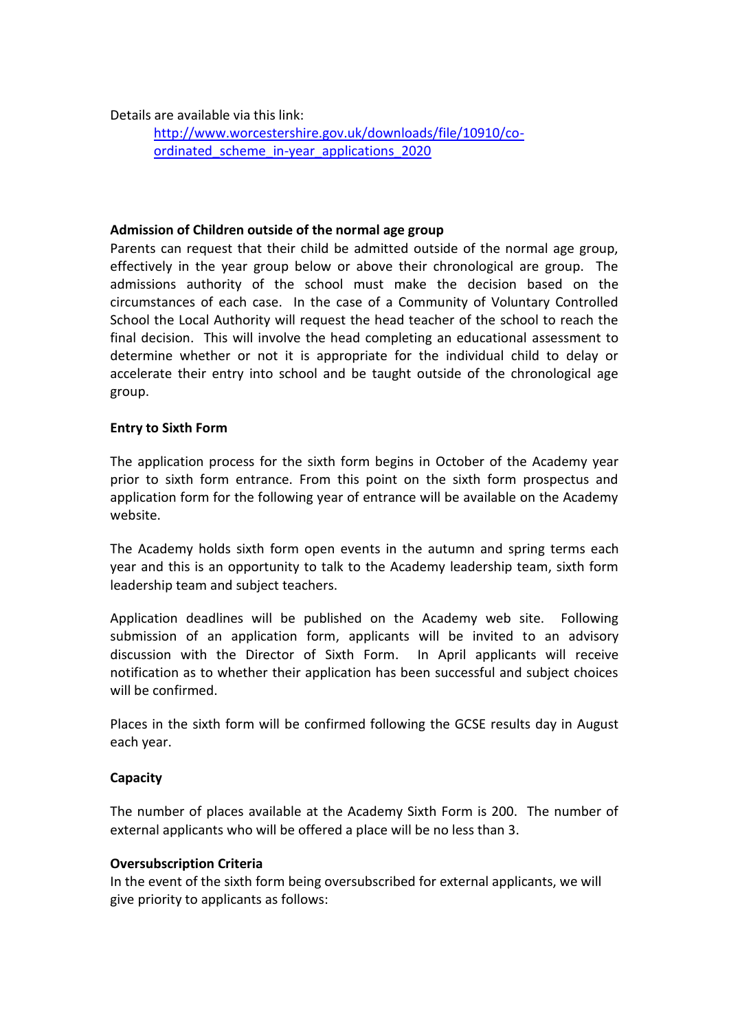Details are available via this link:

[http://www.worcestershire.gov.uk/downloads/file/10910/co-ordinated_scheme_in-year_applications_2020](http://www.worcestershire.gov.uk/downloads/file/10910/co-ordinated_scheme_in-year_applications_2020)

**Admission of Children outside of the normal age group**

Parents can request that their child be admitted outside of the normal age group, effectively in the year group below or above their chronological are group. The admissions authority of the school must make the decision based on the circumstances of each case. In the case of a Community of Voluntary Controlled School the Local Authority will request the head teacher of the school to reach the final decision. This will involve the head completing an educational assessment to determine whether or not it is appropriate for the individual child to delay or accelerate their entry into school and be taught outside of the chronological age group.

**Entry to Sixth Form**

The application process for the sixth form begins in October of the Academy year prior to sixth form entrance. From this point on the sixth form prospectus and application form for the following year of entrance will be available on the Academy website.

The Academy holds sixth form open events in the autumn and spring terms each year and this is an opportunity to talk to the Academy leadership team, sixth form leadership team and subject teachers.

Application deadlines will be published on the Academy web site. Following submission of an application form, applicants will be invited to an advisory discussion with the Director of Sixth Form. In April applicants will receive notification as to whether their application has been successful and subject choices will be confirmed.

Places in the sixth form will be confirmed following the GCSE results day in August each year.

**Capacity**

The number of places available at the Academy Sixth Form is 200. The number of external applicants who will be offered a place will be no less than 3.

**Oversubscription Criteria**

In the event of the sixth form being oversubscribed for external applicants, we will give priority to applicants as follows: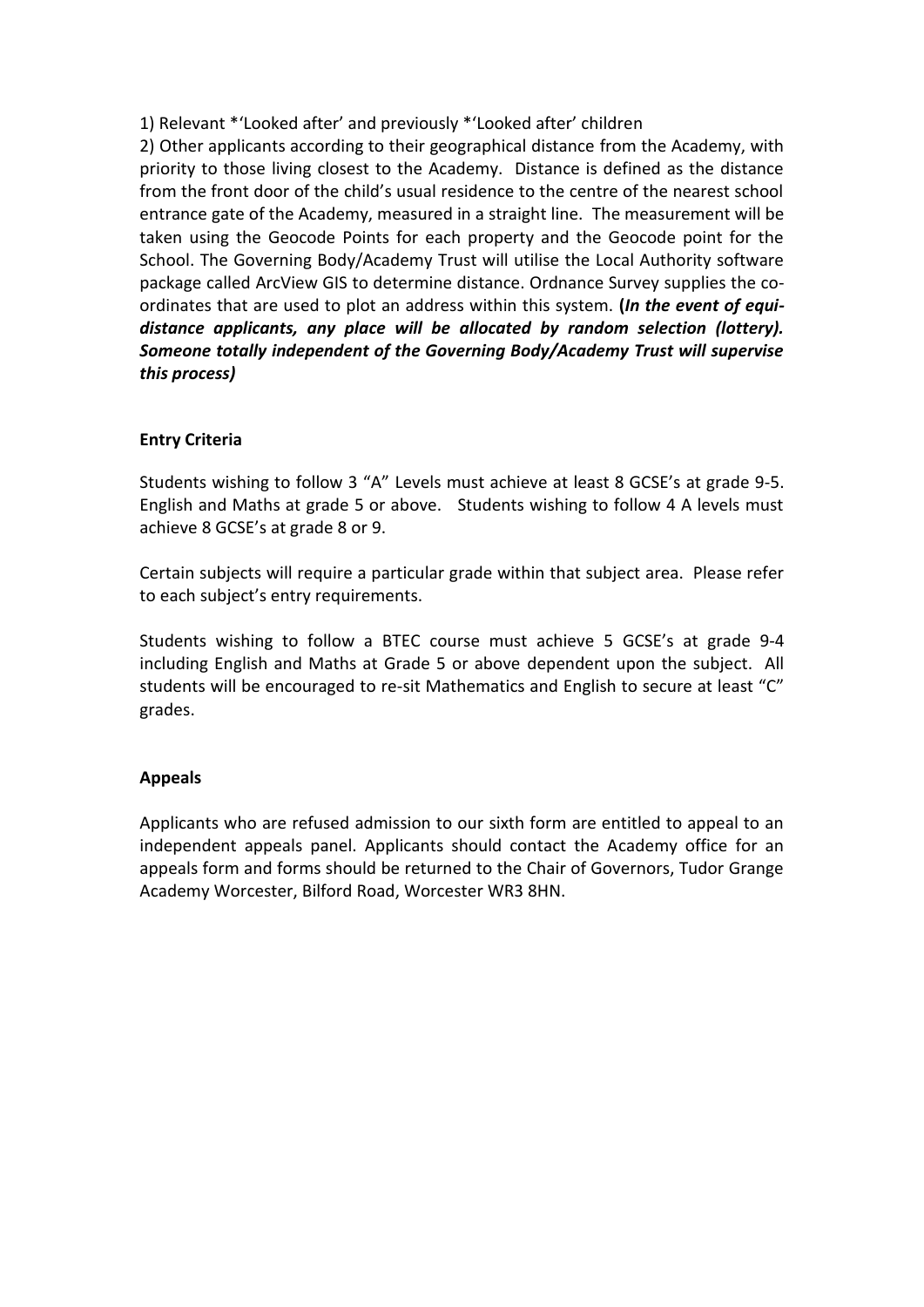1) Relevant *'Looked after' and previously *'Looked after' children

2) Other applicants according to their geographical distance from the Academy, with priority to those living closest to the Academy. Distance is defined as the distance from the front door of the child's usual residence to the centre of the nearest school entrance gate of the Academy, measured in a straight line. The measurement will be taken using the Geocode Points for each property and the Geocode point for the School. The Governing Body/Academy Trust will utilise the Local Authority software package called ArcView GIS to determine distance. Ordnance Survey supplies the co-ordinates that are used to plot an address within this system. **(*In the event of equi-distance applicants, any place will be allocated by random selection (lottery). Someone totally independent of the Governing Body/Academy Trust will supervise this process*)**

**Entry Criteria**

Students wishing to follow 3 "A" Levels must achieve at least 8 GCSE's at grade 9-5. English and Maths at grade 5 or above. Students wishing to follow 4 A levels must achieve 8 GCSE's at grade 8 or 9.

Certain subjects will require a particular grade within that subject area. Please refer to each subject's entry requirements.

Students wishing to follow a BTEC course must achieve 5 GCSE's at grade 9-4 including English and Maths at Grade 5 or above dependent upon the subject. All students will be encouraged to re-sit Mathematics and English to secure at least "C" grades.

**Appeals**

Applicants who are refused admission to our sixth form are entitled to appeal to an independent appeals panel. Applicants should contact the Academy office for an appeals form and forms should be returned to the Chair of Governors, Tudor Grange Academy Worcester, Bilford Road, Worcester WR3 8HN.